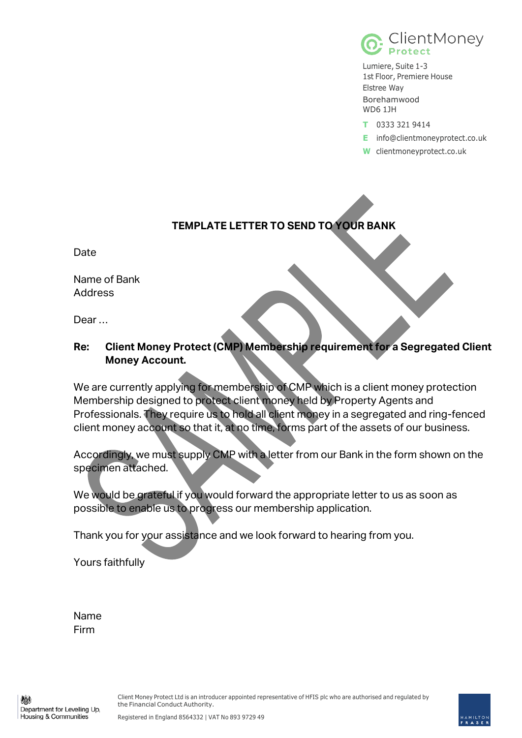ClientMoney Protect

Lumiere, Suite 1-3
1st Floor, Premiere House
Elstree Way
Borehamwood
WD6 1JH

**T** 0333 321 9414
**E** info@clientmoneyprotect.co.uk
**W** clientmoneyprotect.co.uk

SAMPLE

**TEMPLATE LETTER TO SEND TO YOUR BANK**

Date

Name of Bank
Address

Dear …

**Re: Client Money Protect (CMP) Membership requirement for a Segregated Client Money Account.**

We are currently applying for membership of CMP which is a client money protection Membership designed to protect client money held by Property Agents and Professionals. They require us to hold all client money in a segregated and ring-fenced client money account so that it, at no time, forms part of the assets of our business.

Accordingly, we must supply CMP with a letter from our Bank in the form shown on the specimen attached.

We would be grateful if you would forward the appropriate letter to us as soon as possible to enable us to progress our membership application.

Thank you for your assistance and we look forward to hearing from you.

Yours faithfully

Name
Firm

Department for Levelling Up, Housing & Communities

Client Money Protect Ltd is an introducer appointed representative of HFIS plc who are authorised and regulated by the Financial Conduct Authority.

Registered in England 8564332 | VAT No 893 9729 49

HAMILTON FRASER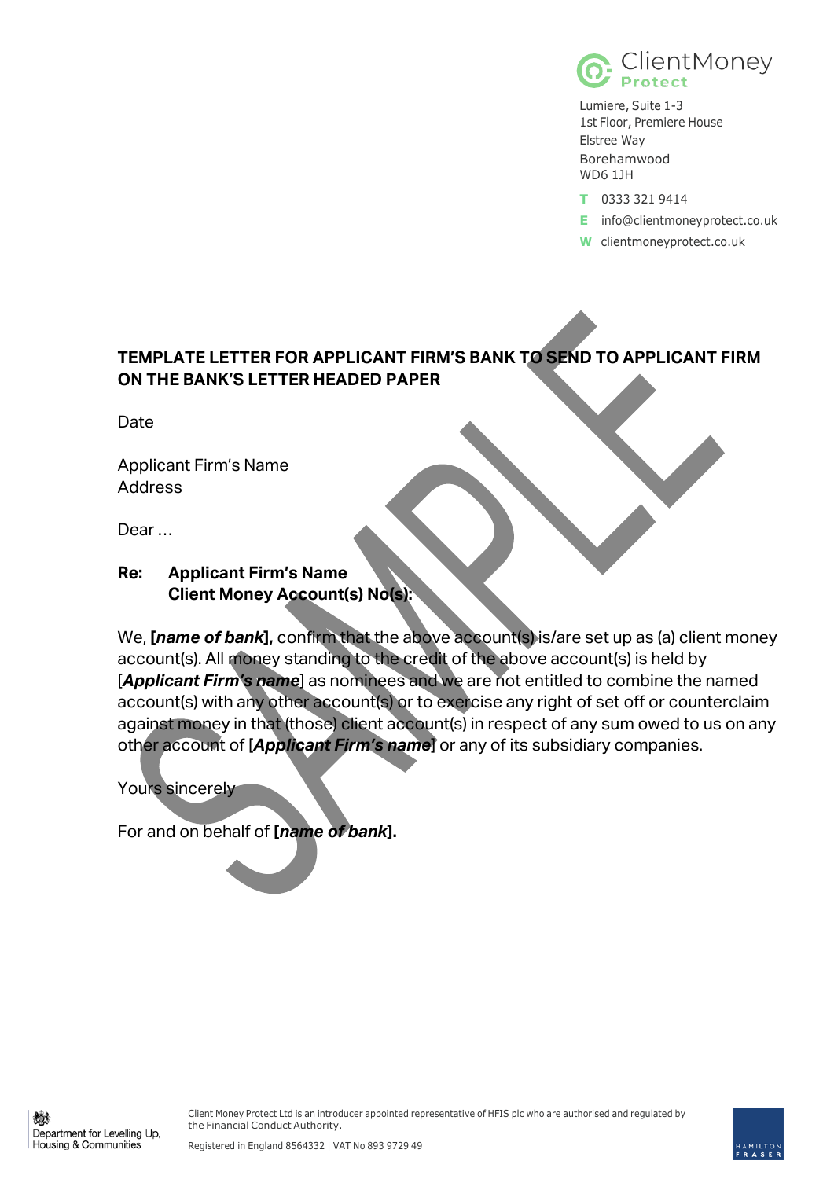ClientMoney Protect

Lumiere, Suite 1-3
1st Floor, Premiere House
Elstree Way
Borehamwood
WD6 1JH

**T** 0333 321 9414
**E** info@clientmoneyprotect.co.uk
**W** clientmoneyprotect.co.uk

**TEMPLATE LETTER FOR APPLICANT FIRM'S BANK TO SEND TO APPLICANT FIRM ON THE BANK'S LETTER HEADED PAPER**

Date

Applicant Firm's Name
Address

Dear …

**Re: Applicant Firm's Name**
**Client Money Account(s) No(s):**

We, **[*name of bank*],** confirm that the above account(s) is/are set up as (a) client money account(s). All money standing to the credit of the above account(s) is held by [***Applicant Firm's name***] as nominees and we are not entitled to combine the named account(s) with any other account(s) or to exercise any right of set off or counterclaim against money in that (those) client account(s) in respect of any sum owed to us on any other account of [***Applicant Firm's name***] or any of its subsidiary companies.

Yours sincerely

For and on behalf of **[*name of bank*].**

SAMPLE

Department for Levelling Up, Housing & Communities

Client Money Protect Ltd is an introducer appointed representative of HFIS plc who are authorised and regulated by the Financial Conduct Authority.

Registered in England 8564332 | VAT No 893 9729 49

HAMILTON FRASER